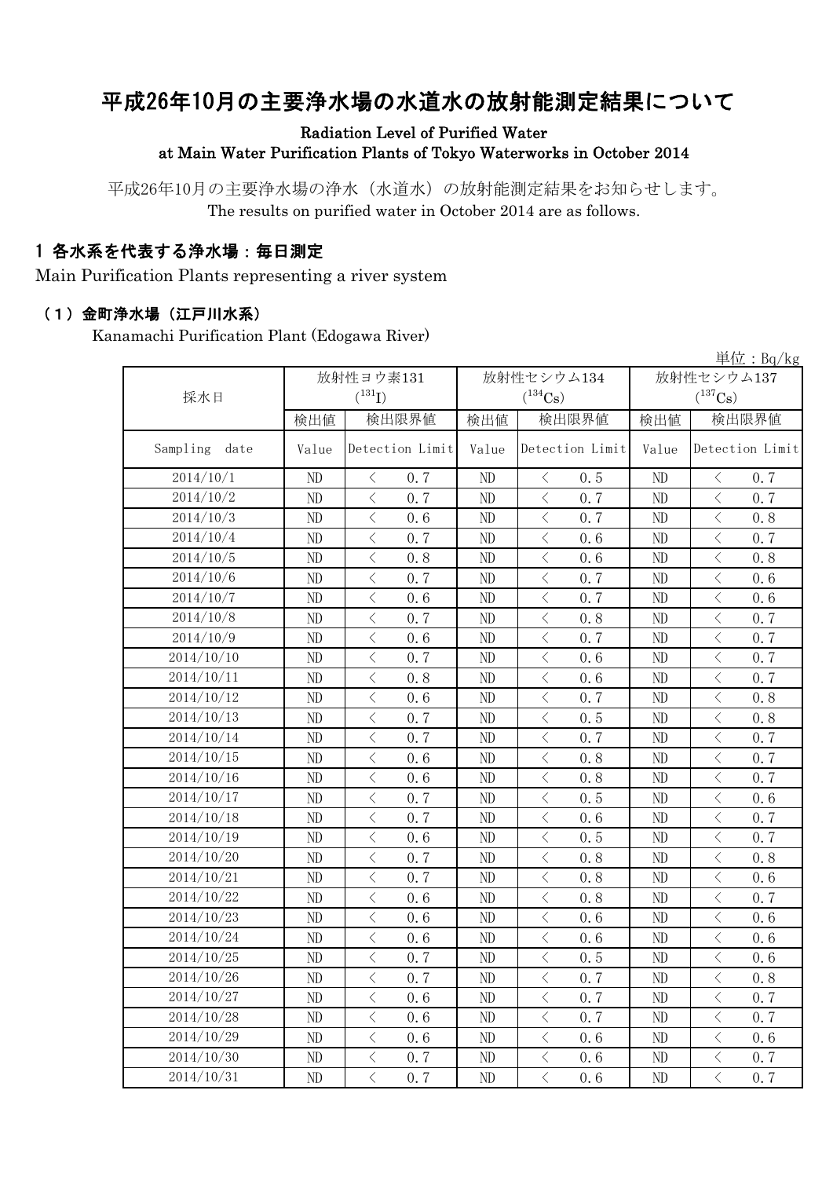# 平成26年10月の主要浄水場の水道水の放射能測定結果について

**Radiation Level of Purified Water at Main Water Purification Plants of Tokyo Waterworks in October 2014**

平成26年10月の主要浄水場の浄水（水道水）の放射能測定結果をお知らせします。
The results on purified water in October 2014 are as follows.

## 1 各水系を代表する浄水場：毎日測定

Main Purification Plants representing a river system

### （1）金町浄水場（江戸川水系）

Kanamachi Purification Plant (Edogawa River)

単位：Bq/kg

| 採水日 | 放射性ヨウ素131 ($^{131}I$) | | 放射性セシウム134 ($^{134}Cs$) | | 放射性セシウム137 ($^{137}Cs$) | |
|---|---|---|---|---|---|---|
| | 検出値 | 検出限界値 | 検出値 | 検出限界値 | 検出値 | 検出限界値 |
| Sampling date | Value | Detection Limit | Value | Detection Limit | Value | Detection Limit |
| 2014/10/1 | ND | ＜ 0.7 | ND | ＜ 0.5 | ND | ＜ 0.7 |
| 2014/10/2 | ND | ＜ 0.7 | ND | ＜ 0.7 | ND | ＜ 0.7 |
| 2014/10/3 | ND | ＜ 0.6 | ND | ＜ 0.7 | ND | ＜ 0.8 |
| 2014/10/4 | ND | ＜ 0.7 | ND | ＜ 0.6 | ND | ＜ 0.7 |
| 2014/10/5 | ND | ＜ 0.8 | ND | ＜ 0.6 | ND | ＜ 0.8 |
| 2014/10/6 | ND | ＜ 0.7 | ND | ＜ 0.7 | ND | ＜ 0.6 |
| 2014/10/7 | ND | ＜ 0.6 | ND | ＜ 0.7 | ND | ＜ 0.6 |
| 2014/10/8 | ND | ＜ 0.7 | ND | ＜ 0.8 | ND | ＜ 0.7 |
| 2014/10/9 | ND | ＜ 0.6 | ND | ＜ 0.7 | ND | ＜ 0.7 |
| 2014/10/10 | ND | ＜ 0.7 | ND | ＜ 0.6 | ND | ＜ 0.7 |
| 2014/10/11 | ND | ＜ 0.8 | ND | ＜ 0.6 | ND | ＜ 0.7 |
| 2014/10/12 | ND | ＜ 0.6 | ND | ＜ 0.7 | ND | ＜ 0.8 |
| 2014/10/13 | ND | ＜ 0.7 | ND | ＜ 0.5 | ND | ＜ 0.8 |
| 2014/10/14 | ND | ＜ 0.7 | ND | ＜ 0.7 | ND | ＜ 0.7 |
| 2014/10/15 | ND | ＜ 0.6 | ND | ＜ 0.8 | ND | ＜ 0.7 |
| 2014/10/16 | ND | ＜ 0.6 | ND | ＜ 0.8 | ND | ＜ 0.7 |
| 2014/10/17 | ND | ＜ 0.7 | ND | ＜ 0.5 | ND | ＜ 0.6 |
| 2014/10/18 | ND | ＜ 0.7 | ND | ＜ 0.6 | ND | ＜ 0.7 |
| 2014/10/19 | ND | ＜ 0.6 | ND | ＜ 0.5 | ND | ＜ 0.7 |
| 2014/10/20 | ND | ＜ 0.7 | ND | ＜ 0.8 | ND | ＜ 0.8 |
| 2014/10/21 | ND | ＜ 0.7 | ND | ＜ 0.8 | ND | ＜ 0.6 |
| 2014/10/22 | ND | ＜ 0.6 | ND | ＜ 0.8 | ND | ＜ 0.7 |
| 2014/10/23 | ND | ＜ 0.6 | ND | ＜ 0.6 | ND | ＜ 0.6 |
| 2014/10/24 | ND | ＜ 0.6 | ND | ＜ 0.6 | ND | ＜ 0.6 |
| 2014/10/25 | ND | ＜ 0.7 | ND | ＜ 0.5 | ND | ＜ 0.6 |
| 2014/10/26 | ND | ＜ 0.7 | ND | ＜ 0.7 | ND | ＜ 0.8 |
| 2014/10/27 | ND | ＜ 0.6 | ND | ＜ 0.7 | ND | ＜ 0.7 |
| 2014/10/28 | ND | ＜ 0.6 | ND | ＜ 0.7 | ND | ＜ 0.7 |
| 2014/10/29 | ND | ＜ 0.6 | ND | ＜ 0.6 | ND | ＜ 0.6 |
| 2014/10/30 | ND | ＜ 0.7 | ND | ＜ 0.6 | ND | ＜ 0.7 |
| 2014/10/31 | ND | ＜ 0.7 | ND | ＜ 0.6 | ND | ＜ 0.7 |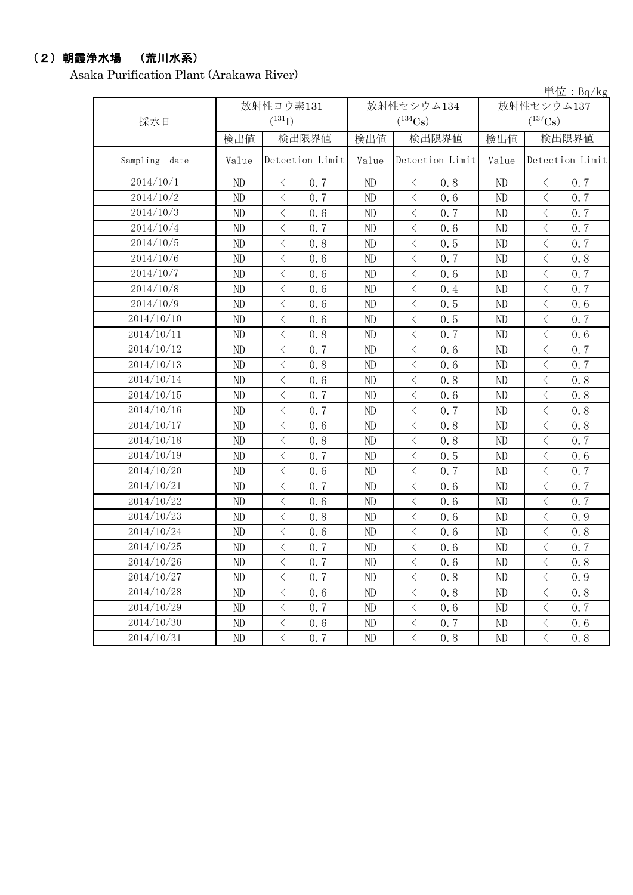## （2）朝霞浄水場　（荒川水系）

Asaka Purification Plant (Arakawa River)

単位：Bq/kg

| 採水日 | 放射性ヨウ素131 ($^{131}I$) | | 放射性セシウム134 ($^{134}Cs$) | | 放射性セシウム137 ($^{137}Cs$) | |
|---|---|---|---|---|---|---|
| | 検出値 | 検出限界値 | 検出値 | 検出限界値 | 検出値 | 検出限界値 |
| Sampling date | Value | Detection Limit | Value | Detection Limit | Value | Detection Limit |
| 2014/10/1 | ND | ＜ 0.7 | ND | ＜ 0.8 | ND | ＜ 0.7 |
| 2014/10/2 | ND | ＜ 0.7 | ND | ＜ 0.6 | ND | ＜ 0.7 |
| 2014/10/3 | ND | ＜ 0.6 | ND | ＜ 0.7 | ND | ＜ 0.7 |
| 2014/10/4 | ND | ＜ 0.7 | ND | ＜ 0.6 | ND | ＜ 0.7 |
| 2014/10/5 | ND | ＜ 0.8 | ND | ＜ 0.5 | ND | ＜ 0.7 |
| 2014/10/6 | ND | ＜ 0.6 | ND | ＜ 0.7 | ND | ＜ 0.8 |
| 2014/10/7 | ND | ＜ 0.6 | ND | ＜ 0.6 | ND | ＜ 0.7 |
| 2014/10/8 | ND | ＜ 0.6 | ND | ＜ 0.4 | ND | ＜ 0.7 |
| 2014/10/9 | ND | ＜ 0.6 | ND | ＜ 0.5 | ND | ＜ 0.6 |
| 2014/10/10 | ND | ＜ 0.6 | ND | ＜ 0.5 | ND | ＜ 0.7 |
| 2014/10/11 | ND | ＜ 0.8 | ND | ＜ 0.7 | ND | ＜ 0.6 |
| 2014/10/12 | ND | ＜ 0.7 | ND | ＜ 0.6 | ND | ＜ 0.7 |
| 2014/10/13 | ND | ＜ 0.8 | ND | ＜ 0.6 | ND | ＜ 0.7 |
| 2014/10/14 | ND | ＜ 0.6 | ND | ＜ 0.8 | ND | ＜ 0.8 |
| 2014/10/15 | ND | ＜ 0.7 | ND | ＜ 0.6 | ND | ＜ 0.8 |
| 2014/10/16 | ND | ＜ 0.7 | ND | ＜ 0.7 | ND | ＜ 0.8 |
| 2014/10/17 | ND | ＜ 0.6 | ND | ＜ 0.8 | ND | ＜ 0.8 |
| 2014/10/18 | ND | ＜ 0.8 | ND | ＜ 0.8 | ND | ＜ 0.7 |
| 2014/10/19 | ND | ＜ 0.7 | ND | ＜ 0.5 | ND | ＜ 0.6 |
| 2014/10/20 | ND | ＜ 0.6 | ND | ＜ 0.7 | ND | ＜ 0.7 |
| 2014/10/21 | ND | ＜ 0.7 | ND | ＜ 0.6 | ND | ＜ 0.7 |
| 2014/10/22 | ND | ＜ 0.6 | ND | ＜ 0.6 | ND | ＜ 0.7 |
| 2014/10/23 | ND | ＜ 0.8 | ND | ＜ 0.6 | ND | ＜ 0.9 |
| 2014/10/24 | ND | ＜ 0.6 | ND | ＜ 0.6 | ND | ＜ 0.8 |
| 2014/10/25 | ND | ＜ 0.7 | ND | ＜ 0.6 | ND | ＜ 0.7 |
| 2014/10/26 | ND | ＜ 0.7 | ND | ＜ 0.6 | ND | ＜ 0.8 |
| 2014/10/27 | ND | ＜ 0.7 | ND | ＜ 0.8 | ND | ＜ 0.9 |
| 2014/10/28 | ND | ＜ 0.6 | ND | ＜ 0.8 | ND | ＜ 0.8 |
| 2014/10/29 | ND | ＜ 0.7 | ND | ＜ 0.6 | ND | ＜ 0.7 |
| 2014/10/30 | ND | ＜ 0.6 | ND | ＜ 0.7 | ND | ＜ 0.6 |
| 2014/10/31 | ND | ＜ 0.7 | ND | ＜ 0.8 | ND | ＜ 0.8 |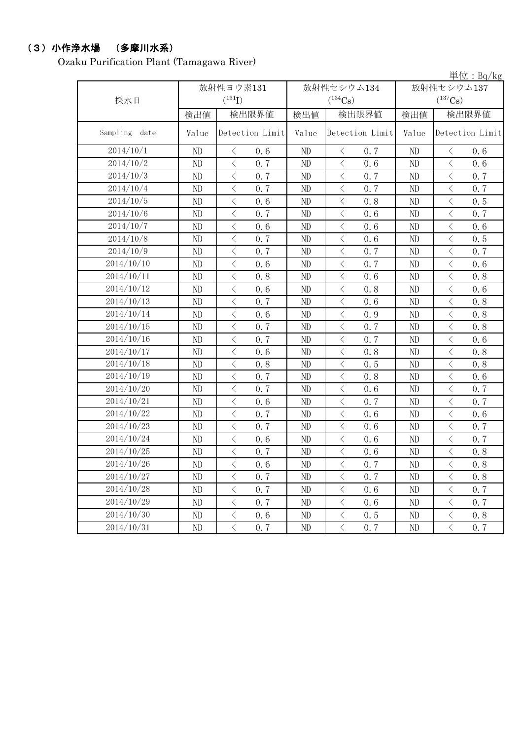## （3）小作浄水場　（多摩川水系）

Ozaku Purification Plant (Tamagawa River)

単位：Bq/kg

| 採水日 | 放射性ヨウ素131 ($^{131}I$) | | 放射性セシウム134 ($^{134}Cs$) | | 放射性セシウム137 ($^{137}Cs$) | |
|---|---|---|---|---|---|---|
| | 検出値 | 検出限界値 | 検出値 | 検出限界値 | 検出値 | 検出限界値 |
| Sampling date | Value | Detection Limit | Value | Detection Limit | Value | Detection Limit |
| 2014/10/1 | ND | ＜ 0.6 | ND | ＜ 0.7 | ND | ＜ 0.6 |
| 2014/10/2 | ND | ＜ 0.7 | ND | ＜ 0.6 | ND | ＜ 0.6 |
| 2014/10/3 | ND | ＜ 0.7 | ND | ＜ 0.7 | ND | ＜ 0.7 |
| 2014/10/4 | ND | ＜ 0.7 | ND | ＜ 0.7 | ND | ＜ 0.7 |
| 2014/10/5 | ND | ＜ 0.6 | ND | ＜ 0.8 | ND | ＜ 0.5 |
| 2014/10/6 | ND | ＜ 0.7 | ND | ＜ 0.6 | ND | ＜ 0.7 |
| 2014/10/7 | ND | ＜ 0.6 | ND | ＜ 0.6 | ND | ＜ 0.6 |
| 2014/10/8 | ND | ＜ 0.7 | ND | ＜ 0.6 | ND | ＜ 0.5 |
| 2014/10/9 | ND | ＜ 0.7 | ND | ＜ 0.7 | ND | ＜ 0.7 |
| 2014/10/10 | ND | ＜ 0.6 | ND | ＜ 0.7 | ND | ＜ 0.6 |
| 2014/10/11 | ND | ＜ 0.8 | ND | ＜ 0.6 | ND | ＜ 0.8 |
| 2014/10/12 | ND | ＜ 0.6 | ND | ＜ 0.8 | ND | ＜ 0.6 |
| 2014/10/13 | ND | ＜ 0.7 | ND | ＜ 0.6 | ND | ＜ 0.8 |
| 2014/10/14 | ND | ＜ 0.6 | ND | ＜ 0.9 | ND | ＜ 0.8 |
| 2014/10/15 | ND | ＜ 0.7 | ND | ＜ 0.7 | ND | ＜ 0.8 |
| 2014/10/16 | ND | ＜ 0.7 | ND | ＜ 0.7 | ND | ＜ 0.6 |
| 2014/10/17 | ND | ＜ 0.6 | ND | ＜ 0.8 | ND | ＜ 0.8 |
| 2014/10/18 | ND | ＜ 0.8 | ND | ＜ 0.5 | ND | ＜ 0.8 |
| 2014/10/19 | ND | ＜ 0.7 | ND | ＜ 0.8 | ND | ＜ 0.6 |
| 2014/10/20 | ND | ＜ 0.7 | ND | ＜ 0.6 | ND | ＜ 0.7 |
| 2014/10/21 | ND | ＜ 0.6 | ND | ＜ 0.7 | ND | ＜ 0.7 |
| 2014/10/22 | ND | ＜ 0.7 | ND | ＜ 0.6 | ND | ＜ 0.6 |
| 2014/10/23 | ND | ＜ 0.7 | ND | ＜ 0.6 | ND | ＜ 0.7 |
| 2014/10/24 | ND | ＜ 0.6 | ND | ＜ 0.6 | ND | ＜ 0.7 |
| 2014/10/25 | ND | ＜ 0.7 | ND | ＜ 0.6 | ND | ＜ 0.8 |
| 2014/10/26 | ND | ＜ 0.6 | ND | ＜ 0.7 | ND | ＜ 0.8 |
| 2014/10/27 | ND | ＜ 0.7 | ND | ＜ 0.7 | ND | ＜ 0.8 |
| 2014/10/28 | ND | ＜ 0.7 | ND | ＜ 0.6 | ND | ＜ 0.7 |
| 2014/10/29 | ND | ＜ 0.7 | ND | ＜ 0.6 | ND | ＜ 0.7 |
| 2014/10/30 | ND | ＜ 0.6 | ND | ＜ 0.5 | ND | ＜ 0.8 |
| 2014/10/31 | ND | ＜ 0.7 | ND | ＜ 0.7 | ND | ＜ 0.7 |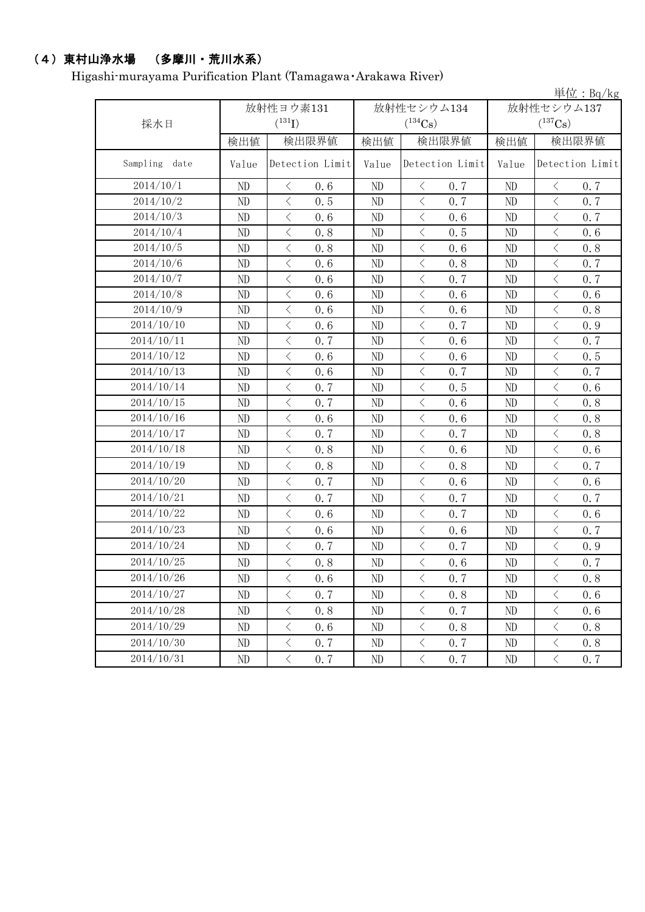## （4）東村山浄水場　（多摩川・荒川水系）

Higashi-murayama Purification Plant (Tamagawa・Arakawa River)

単位：Bq/kg

| 採水日 | 放射性ヨウ素131 ($^{131}I$) | | 放射性セシウム134 ($^{134}Cs$) | | 放射性セシウム137 ($^{137}Cs$) | |
|---|---|---|---|---|---|---|
| | 検出値 | 検出限界値 | 検出値 | 検出限界値 | 検出値 | 検出限界値 |
| Sampling date | Value | Detection Limit | Value | Detection Limit | Value | Detection Limit |
| 2014/10/1 | ND | ＜ 0.6 | ND | ＜ 0.7 | ND | ＜ 0.7 |
| 2014/10/2 | ND | ＜ 0.5 | ND | ＜ 0.7 | ND | ＜ 0.7 |
| 2014/10/3 | ND | ＜ 0.6 | ND | ＜ 0.6 | ND | ＜ 0.7 |
| 2014/10/4 | ND | ＜ 0.8 | ND | ＜ 0.5 | ND | ＜ 0.6 |
| 2014/10/5 | ND | ＜ 0.8 | ND | ＜ 0.6 | ND | ＜ 0.8 |
| 2014/10/6 | ND | ＜ 0.6 | ND | ＜ 0.8 | ND | ＜ 0.7 |
| 2014/10/7 | ND | ＜ 0.6 | ND | ＜ 0.7 | ND | ＜ 0.7 |
| 2014/10/8 | ND | ＜ 0.6 | ND | ＜ 0.6 | ND | ＜ 0.6 |
| 2014/10/9 | ND | ＜ 0.6 | ND | ＜ 0.6 | ND | ＜ 0.8 |
| 2014/10/10 | ND | ＜ 0.6 | ND | ＜ 0.7 | ND | ＜ 0.9 |
| 2014/10/11 | ND | ＜ 0.7 | ND | ＜ 0.6 | ND | ＜ 0.7 |
| 2014/10/12 | ND | ＜ 0.6 | ND | ＜ 0.6 | ND | ＜ 0.5 |
| 2014/10/13 | ND | ＜ 0.6 | ND | ＜ 0.7 | ND | ＜ 0.7 |
| 2014/10/14 | ND | ＜ 0.7 | ND | ＜ 0.5 | ND | ＜ 0.6 |
| 2014/10/15 | ND | ＜ 0.7 | ND | ＜ 0.6 | ND | ＜ 0.8 |
| 2014/10/16 | ND | ＜ 0.6 | ND | ＜ 0.6 | ND | ＜ 0.8 |
| 2014/10/17 | ND | ＜ 0.7 | ND | ＜ 0.7 | ND | ＜ 0.8 |
| 2014/10/18 | ND | ＜ 0.8 | ND | ＜ 0.6 | ND | ＜ 0.6 |
| 2014/10/19 | ND | ＜ 0.8 | ND | ＜ 0.8 | ND | ＜ 0.7 |
| 2014/10/20 | ND | ＜ 0.7 | ND | ＜ 0.6 | ND | ＜ 0.6 |
| 2014/10/21 | ND | ＜ 0.7 | ND | ＜ 0.7 | ND | ＜ 0.7 |
| 2014/10/22 | ND | ＜ 0.6 | ND | ＜ 0.7 | ND | ＜ 0.6 |
| 2014/10/23 | ND | ＜ 0.6 | ND | ＜ 0.6 | ND | ＜ 0.7 |
| 2014/10/24 | ND | ＜ 0.7 | ND | ＜ 0.7 | ND | ＜ 0.9 |
| 2014/10/25 | ND | ＜ 0.8 | ND | ＜ 0.6 | ND | ＜ 0.7 |
| 2014/10/26 | ND | ＜ 0.6 | ND | ＜ 0.7 | ND | ＜ 0.8 |
| 2014/10/27 | ND | ＜ 0.7 | ND | ＜ 0.8 | ND | ＜ 0.6 |
| 2014/10/28 | ND | ＜ 0.8 | ND | ＜ 0.7 | ND | ＜ 0.6 |
| 2014/10/29 | ND | ＜ 0.6 | ND | ＜ 0.8 | ND | ＜ 0.8 |
| 2014/10/30 | ND | ＜ 0.7 | ND | ＜ 0.7 | ND | ＜ 0.8 |
| 2014/10/31 | ND | ＜ 0.7 | ND | ＜ 0.7 | ND | ＜ 0.7 |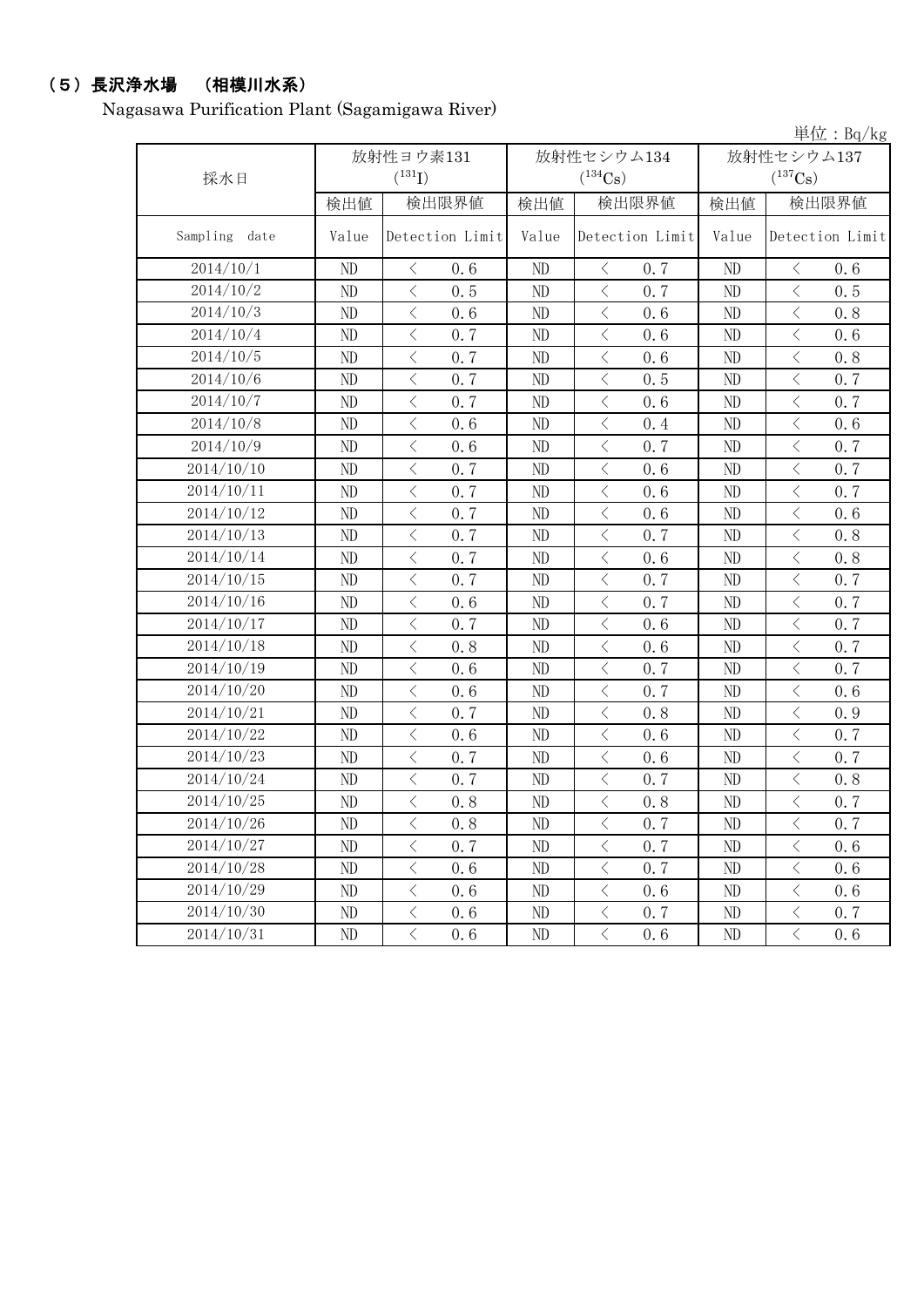## （5）長沢浄水場　（相模川水系）

Nagasawa Purification Plant (Sagamigawa River)

単位：Bq/kg

| 採水日 | 放射性ヨウ素131 ($^{131}$I) | | 放射性セシウム134 ($^{134}$Cs) | | 放射性セシウム137 ($^{137}$Cs) | |
|---|---|---|---|---|---|---|
| | 検出値 | 検出限界値 | 検出値 | 検出限界値 | 検出値 | 検出限界値 |
| Sampling date | Value | Detection Limit | Value | Detection Limit | Value | Detection Limit |
| 2014/10/1 | ND | ＜ 0.6 | ND | ＜ 0.7 | ND | ＜ 0.6 |
| 2014/10/2 | ND | ＜ 0.5 | ND | ＜ 0.7 | ND | ＜ 0.5 |
| 2014/10/3 | ND | ＜ 0.6 | ND | ＜ 0.6 | ND | ＜ 0.8 |
| 2014/10/4 | ND | ＜ 0.7 | ND | ＜ 0.6 | ND | ＜ 0.6 |
| 2014/10/5 | ND | ＜ 0.7 | ND | ＜ 0.6 | ND | ＜ 0.8 |
| 2014/10/6 | ND | ＜ 0.7 | ND | ＜ 0.5 | ND | ＜ 0.7 |
| 2014/10/7 | ND | ＜ 0.7 | ND | ＜ 0.6 | ND | ＜ 0.7 |
| 2014/10/8 | ND | ＜ 0.6 | ND | ＜ 0.4 | ND | ＜ 0.6 |
| 2014/10/9 | ND | ＜ 0.6 | ND | ＜ 0.7 | ND | ＜ 0.7 |
| 2014/10/10 | ND | ＜ 0.7 | ND | ＜ 0.6 | ND | ＜ 0.7 |
| 2014/10/11 | ND | ＜ 0.7 | ND | ＜ 0.6 | ND | ＜ 0.7 |
| 2014/10/12 | ND | ＜ 0.7 | ND | ＜ 0.6 | ND | ＜ 0.6 |
| 2014/10/13 | ND | ＜ 0.7 | ND | ＜ 0.7 | ND | ＜ 0.8 |
| 2014/10/14 | ND | ＜ 0.7 | ND | ＜ 0.6 | ND | ＜ 0.8 |
| 2014/10/15 | ND | ＜ 0.7 | ND | ＜ 0.7 | ND | ＜ 0.7 |
| 2014/10/16 | ND | ＜ 0.6 | ND | ＜ 0.7 | ND | ＜ 0.7 |
| 2014/10/17 | ND | ＜ 0.7 | ND | ＜ 0.6 | ND | ＜ 0.7 |
| 2014/10/18 | ND | ＜ 0.8 | ND | ＜ 0.6 | ND | ＜ 0.7 |
| 2014/10/19 | ND | ＜ 0.6 | ND | ＜ 0.7 | ND | ＜ 0.7 |
| 2014/10/20 | ND | ＜ 0.6 | ND | ＜ 0.7 | ND | ＜ 0.6 |
| 2014/10/21 | ND | ＜ 0.7 | ND | ＜ 0.8 | ND | ＜ 0.9 |
| 2014/10/22 | ND | ＜ 0.6 | ND | ＜ 0.6 | ND | ＜ 0.7 |
| 2014/10/23 | ND | ＜ 0.7 | ND | ＜ 0.6 | ND | ＜ 0.7 |
| 2014/10/24 | ND | ＜ 0.7 | ND | ＜ 0.7 | ND | ＜ 0.8 |
| 2014/10/25 | ND | ＜ 0.8 | ND | ＜ 0.8 | ND | ＜ 0.7 |
| 2014/10/26 | ND | ＜ 0.8 | ND | ＜ 0.7 | ND | ＜ 0.7 |
| 2014/10/27 | ND | ＜ 0.7 | ND | ＜ 0.7 | ND | ＜ 0.6 |
| 2014/10/28 | ND | ＜ 0.6 | ND | ＜ 0.7 | ND | ＜ 0.6 |
| 2014/10/29 | ND | ＜ 0.6 | ND | ＜ 0.6 | ND | ＜ 0.6 |
| 2014/10/30 | ND | ＜ 0.6 | ND | ＜ 0.7 | ND | ＜ 0.7 |
| 2014/10/31 | ND | ＜ 0.6 | ND | ＜ 0.6 | ND | ＜ 0.6 |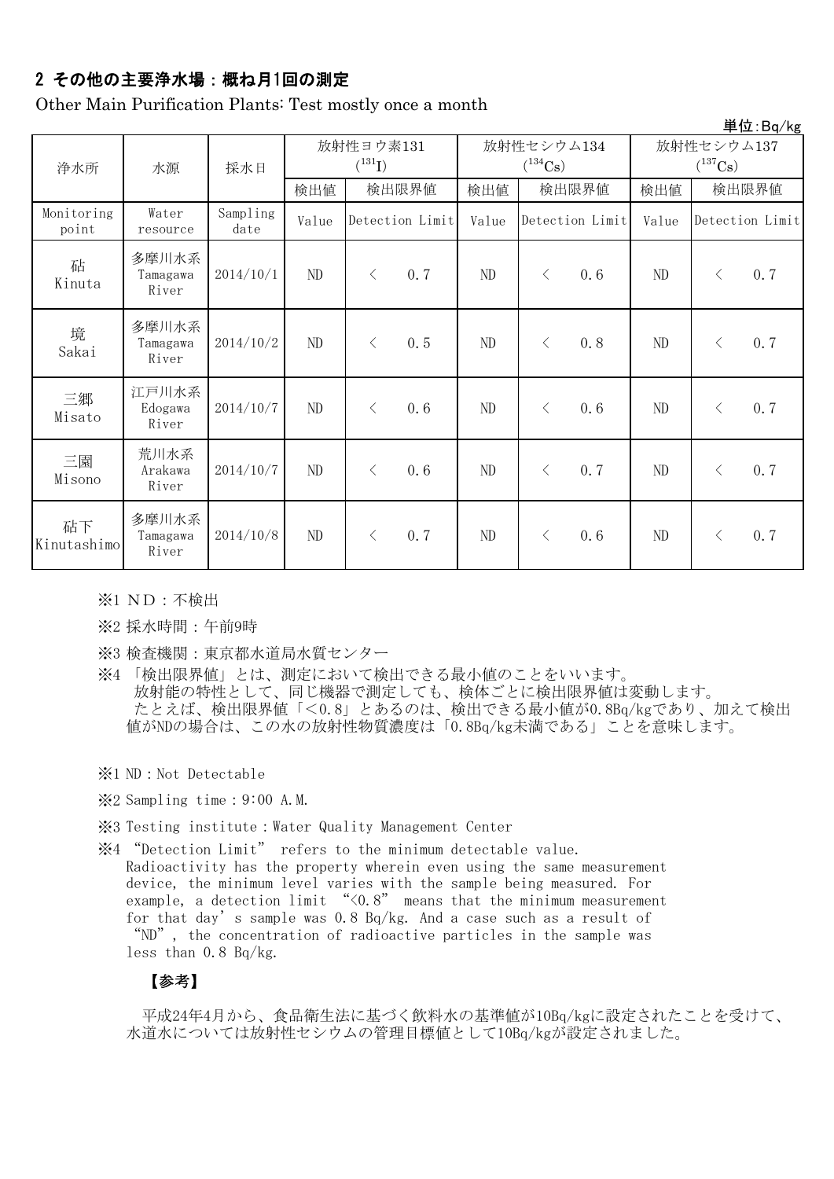## 2 その他の主要浄水場：概ね月1回の測定

Other Main Purification Plants: Test mostly once a month

単位：Bq/kg

| 浄水所 | 水源 | 採水日 | 放射性ヨウ素131 ($^{131}I$) | | 放射性セシウム134 ($^{134}Cs$) | | 放射性セシウム137 ($^{137}Cs$) | |
|---|---|---|---|---|---|---|---|---|
| | | | 検出値 | 検出限界値 | 検出値 | 検出限界値 | 検出値 | 検出限界値 |
| Monitoring point | Water resource | Sampling date | Value | Detection Limit | Value | Detection Limit | Value | Detection Limit |
| 砧 Kinuta | 多摩川水系 Tamagawa River | 2014/10/1 | ND | ＜ 0.7 | ND | ＜ 0.6 | ND | ＜ 0.7 |
| 境 Sakai | 多摩川水系 Tamagawa River | 2014/10/2 | ND | ＜ 0.5 | ND | ＜ 0.8 | ND | ＜ 0.7 |
| 三郷 Misato | 江戸川水系 Edogawa River | 2014/10/7 | ND | ＜ 0.6 | ND | ＜ 0.6 | ND | ＜ 0.7 |
| 三園 Misono | 荒川水系 Arakawa River | 2014/10/7 | ND | ＜ 0.6 | ND | ＜ 0.7 | ND | ＜ 0.7 |
| 砧下 Kinutashimo | 多摩川水系 Tamagawa River | 2014/10/8 | ND | ＜ 0.7 | ND | ＜ 0.6 | ND | ＜ 0.7 |

※1 ＮＤ：不検出

※2 採水時間：午前9時

※3 検査機関：東京都水道局水質センター

※4 「検出限界値」とは、測定において検出できる最小値のことをいいます。
放射能の特性として、同じ機器で測定しても、検体ごとに検出限界値は変動します。
たとえば、検出限界値「＜0.8」とあるのは、検出できる最小値が0.8Bq/kgであり、加えて検出値がNDの場合は、この水の放射性物質濃度は「0.8Bq/kg未満である」ことを意味します。

※1 ND：Not Detectable

※2 Sampling time：9:00 A.M.

※3 Testing institute：Water Quality Management Center

※4 "Detection Limit" refers to the minimum detectable value.
Radioactivity has the property wherein even using the same measurement device, the minimum level varies with the sample being measured. For example, a detection limit "<0.8" means that the minimum measurement for that day's sample was 0.8 Bq/kg. And a case such as a result of "ND", the concentration of radioactive particles in the sample was less than 0.8 Bq/kg.

**【参考】**

平成24年4月から、食品衛生法に基づく飲料水の基準値が10Bq/kgに設定されたことを受けて、水道水については放射性セシウムの管理目標値として10Bq/kgが設定されました。